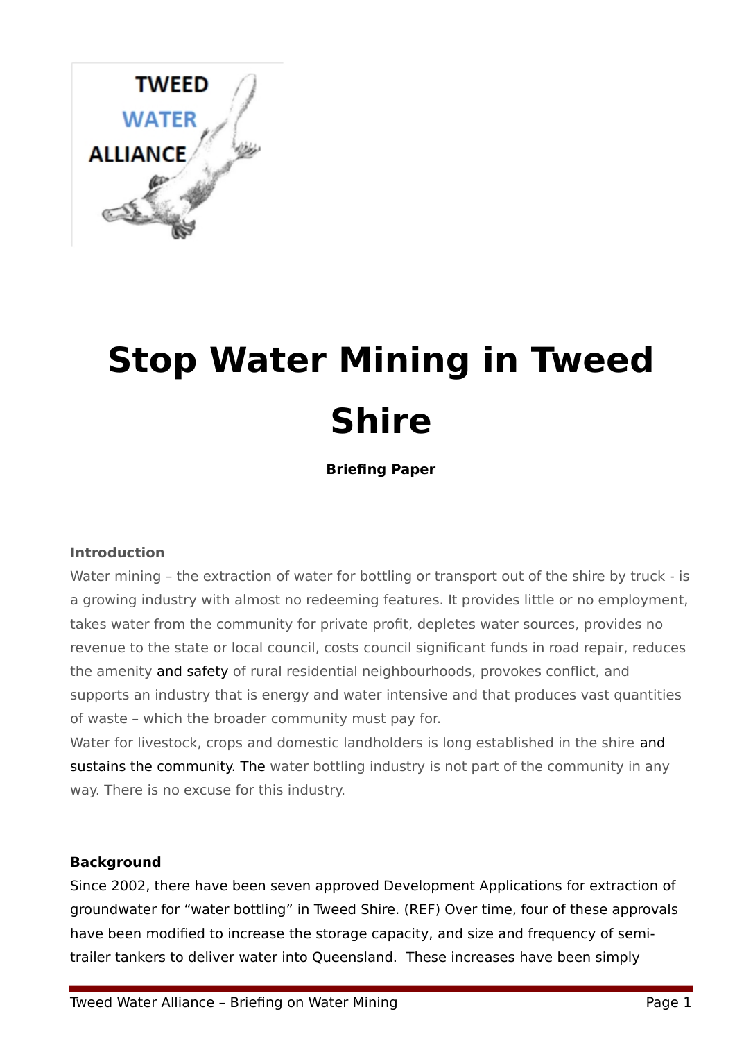# Stop Water Mining in Tweed Shire

**Briefing Paper**

**Introduction**

Water mining – the extraction of water for bottling or transport out of the shire by truck - is a growing industry with almost no redeeming features. It provides little or no employment, takes water from the community for private profit, depletes water sources, provides no revenue to the state or local council, costs council significant funds in road repair, reduces the amenity and safety of rural residential neighbourhoods, provokes conflict, and supports an industry that is energy and water intensive and that produces vast quantities of waste – which the broader community must pay for.

Water for livestock, crops and domestic landholders is long established in the shire and sustains the community. The water bottling industry is not part of the community in any way. There is no excuse for this industry.

**Background**

Since 2002, there have been seven approved Development Applications for extraction of groundwater for "water bottling" in Tweed Shire. (REF) Over time, four of these approvals have been modified to increase the storage capacity, and size and frequency of semi-trailer tankers to deliver water into Queensland. These increases have been simply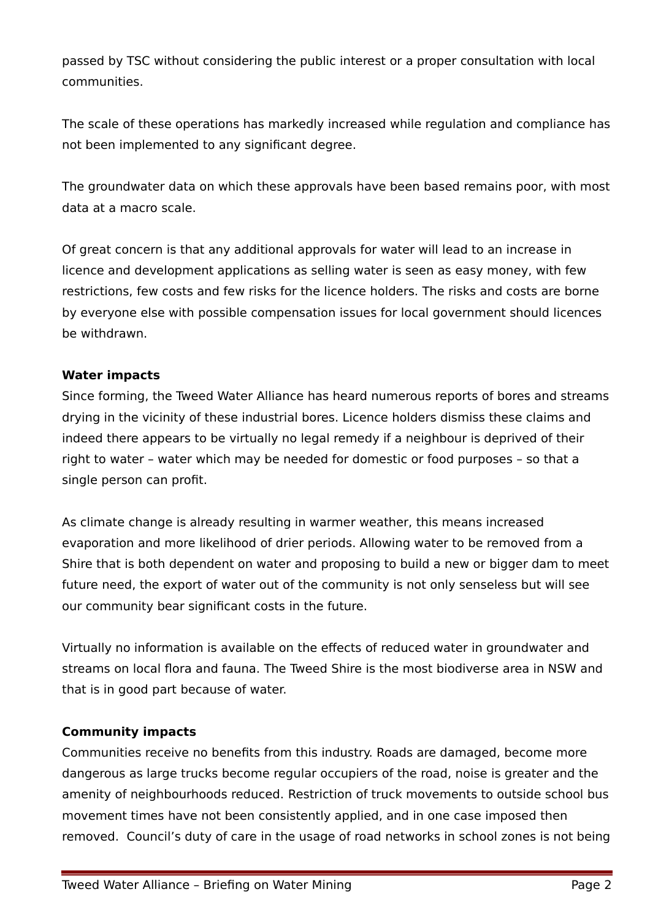passed by TSC without considering the public interest or a proper consultation with local communities.

The scale of these operations has markedly increased while regulation and compliance has not been implemented to any significant degree.

The groundwater data on which these approvals have been based remains poor, with most data at a macro scale.

Of great concern is that any additional approvals for water will lead to an increase in licence and development applications as selling water is seen as easy money, with few restrictions, few costs and few risks for the licence holders. The risks and costs are borne by everyone else with possible compensation issues for local government should licences be withdrawn.

**Water impacts**

Since forming, the Tweed Water Alliance has heard numerous reports of bores and streams drying in the vicinity of these industrial bores. Licence holders dismiss these claims and indeed there appears to be virtually no legal remedy if a neighbour is deprived of their right to water – water which may be needed for domestic or food purposes – so that a single person can profit.

As climate change is already resulting in warmer weather, this means increased evaporation and more likelihood of drier periods. Allowing water to be removed from a Shire that is both dependent on water and proposing to build a new or bigger dam to meet future need, the export of water out of the community is not only senseless but will see our community bear significant costs in the future.

Virtually no information is available on the effects of reduced water in groundwater and streams on local flora and fauna. The Tweed Shire is the most biodiverse area in NSW and that is in good part because of water.

**Community impacts**

Communities receive no benefits from this industry. Roads are damaged, become more dangerous as large trucks become regular occupiers of the road, noise is greater and the amenity of neighbourhoods reduced. Restriction of truck movements to outside school bus movement times have not been consistently applied, and in one case imposed then removed. Council's duty of care in the usage of road networks in school zones is not being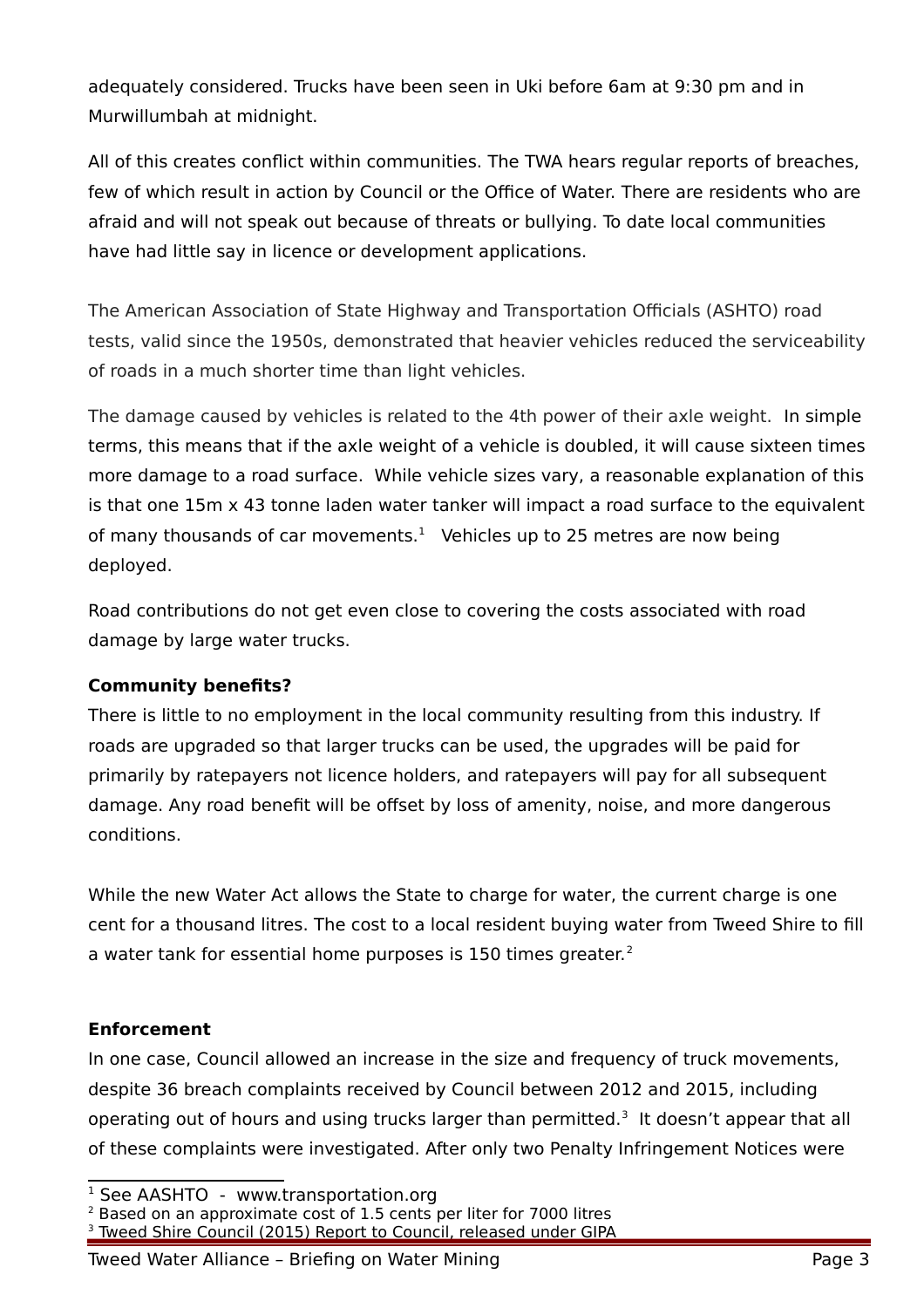adequately considered. Trucks have been seen in Uki before 6am at 9:30 pm and in Murwillumbah at midnight.

All of this creates conflict within communities. The TWA hears regular reports of breaches, few of which result in action by Council or the Office of Water. There are residents who are afraid and will not speak out because of threats or bullying. To date local communities have had little say in licence or development applications.

The American Association of State Highway and Transportation Officials (ASHTO) road tests, valid since the 1950s, demonstrated that heavier vehicles reduced the serviceability of roads in a much shorter time than light vehicles.

The damage caused by vehicles is related to the 4th power of their axle weight. In simple terms, this means that if the axle weight of a vehicle is doubled, it will cause sixteen times more damage to a road surface. While vehicle sizes vary, a reasonable explanation of this is that one 15m x 43 tonne laden water tanker will impact a road surface to the equivalent of many thousands of car movements.[1] Vehicles up to 25 metres are now being deployed.

Road contributions do not get even close to covering the costs associated with road damage by large water trucks.

**Community benefits?**

There is little to no employment in the local community resulting from this industry. If roads are upgraded so that larger trucks can be used, the upgrades will be paid for primarily by ratepayers not licence holders, and ratepayers will pay for all subsequent damage. Any road benefit will be offset by loss of amenity, noise, and more dangerous conditions.

While the new Water Act allows the State to charge for water, the current charge is one cent for a thousand litres. The cost to a local resident buying water from Tweed Shire to fill a water tank for essential home purposes is 150 times greater.[2]

**Enforcement**

In one case, Council allowed an increase in the size and frequency of truck movements, despite 36 breach complaints received by Council between 2012 and 2015, including operating out of hours and using trucks larger than permitted.[3] It doesn't appear that all of these complaints were investigated. After only two Penalty Infringement Notices were

---

[1] See AASHTO - www.transportation.org

[2] Based on an approximate cost of 1.5 cents per liter for 7000 litres

[3] Tweed Shire Council (2015) Report to Council, released under GIPA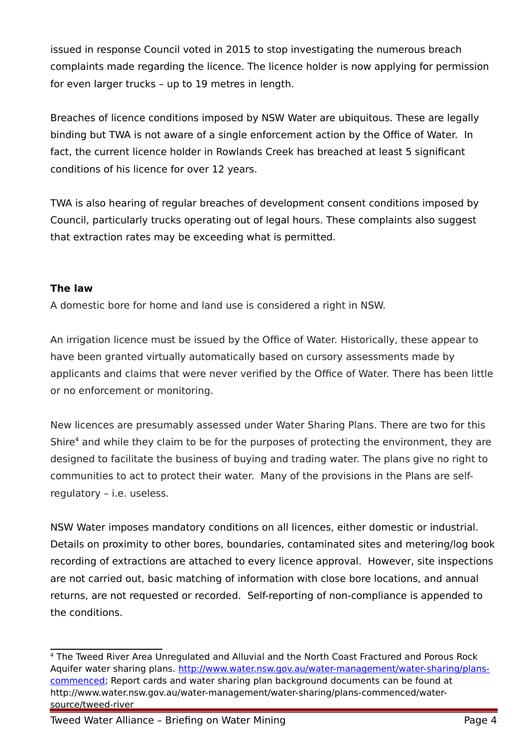issued in response Council voted in 2015 to stop investigating the numerous breach complaints made regarding the licence. The licence holder is now applying for permission for even larger trucks – up to 19 metres in length.

Breaches of licence conditions imposed by NSW Water are ubiquitous. These are legally binding but TWA is not aware of a single enforcement action by the Office of Water. In fact, the current licence holder in Rowlands Creek has breached at least 5 significant conditions of his licence for over 12 years.

TWA is also hearing of regular breaches of development consent conditions imposed by Council, particularly trucks operating out of legal hours. These complaints also suggest that extraction rates may be exceeding what is permitted.

**The law**

A domestic bore for home and land use is considered a right in NSW.

An irrigation licence must be issued by the Office of Water. Historically, these appear to have been granted virtually automatically based on cursory assessments made by applicants and claims that were never verified by the Office of Water. There has been little or no enforcement or monitoring.

New licences are presumably assessed under Water Sharing Plans. There are two for this Shire[4] and while they claim to be for the purposes of protecting the environment, they are designed to facilitate the business of buying and trading water. The plans give no right to communities to act to protect their water. Many of the provisions in the Plans are self-regulatory – i.e. useless.

NSW Water imposes mandatory conditions on all licences, either domestic or industrial. Details on proximity to other bores, boundaries, contaminated sites and metering/log book recording of extractions are attached to every licence approval. However, site inspections are not carried out, basic matching of information with close bore locations, and annual returns, are not requested or recorded. Self-reporting of non-compliance is appended to the conditions.

---

[4] The Tweed River Area Unregulated and Alluvial and the North Coast Fractured and Porous Rock Aquifer water sharing plans. [http://www.water.nsw.gov.au/water-management/water-sharing/plans-commenced](http://www.water.nsw.gov.au/water-management/water-sharing/plans-commenced); Report cards and water sharing plan background documents can be found at http://www.water.nsw.gov.au/water-management/water-sharing/plans-commenced/water-source/tweed-river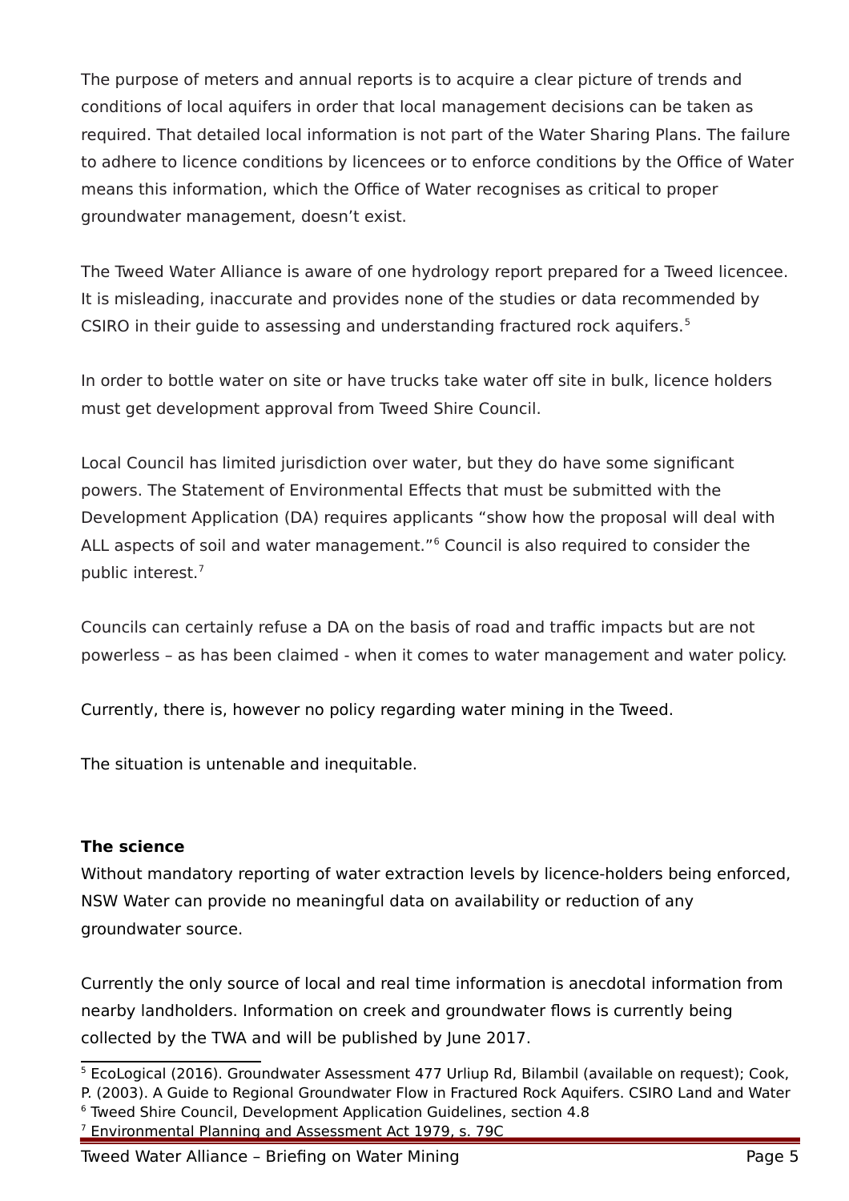The purpose of meters and annual reports is to acquire a clear picture of trends and conditions of local aquifers in order that local management decisions can be taken as required. That detailed local information is not part of the Water Sharing Plans. The failure to adhere to licence conditions by licencees or to enforce conditions by the Office of Water means this information, which the Office of Water recognises as critical to proper groundwater management, doesn't exist.

The Tweed Water Alliance is aware of one hydrology report prepared for a Tweed licencee. It is misleading, inaccurate and provides none of the studies or data recommended by CSIRO in their guide to assessing and understanding fractured rock aquifers.[5]

In order to bottle water on site or have trucks take water off site in bulk, licence holders must get development approval from Tweed Shire Council.

Local Council has limited jurisdiction over water, but they do have some significant powers. The Statement of Environmental Effects that must be submitted with the Development Application (DA) requires applicants "show how the proposal will deal with ALL aspects of soil and water management."[6] Council is also required to consider the public interest.[7]

Councils can certainly refuse a DA on the basis of road and traffic impacts but are not powerless – as has been claimed - when it comes to water management and water policy.

Currently, there is, however no policy regarding water mining in the Tweed.

The situation is untenable and inequitable.

**The science**

Without mandatory reporting of water extraction levels by licence-holders being enforced, NSW Water can provide no meaningful data on availability or reduction of any groundwater source.

Currently the only source of local and real time information is anecdotal information from nearby landholders. Information on creek and groundwater flows is currently being collected by the TWA and will be published by June 2017.

[5] EcoLogical (2016). Groundwater Assessment 477 Urliup Rd, Bilambil (available on request); Cook, P. (2003). A Guide to Regional Groundwater Flow in Fractured Rock Aquifers. CSIRO Land and Water

[6] Tweed Shire Council, Development Application Guidelines, section 4.8

[7] Environmental Planning and Assessment Act 1979, s. 79C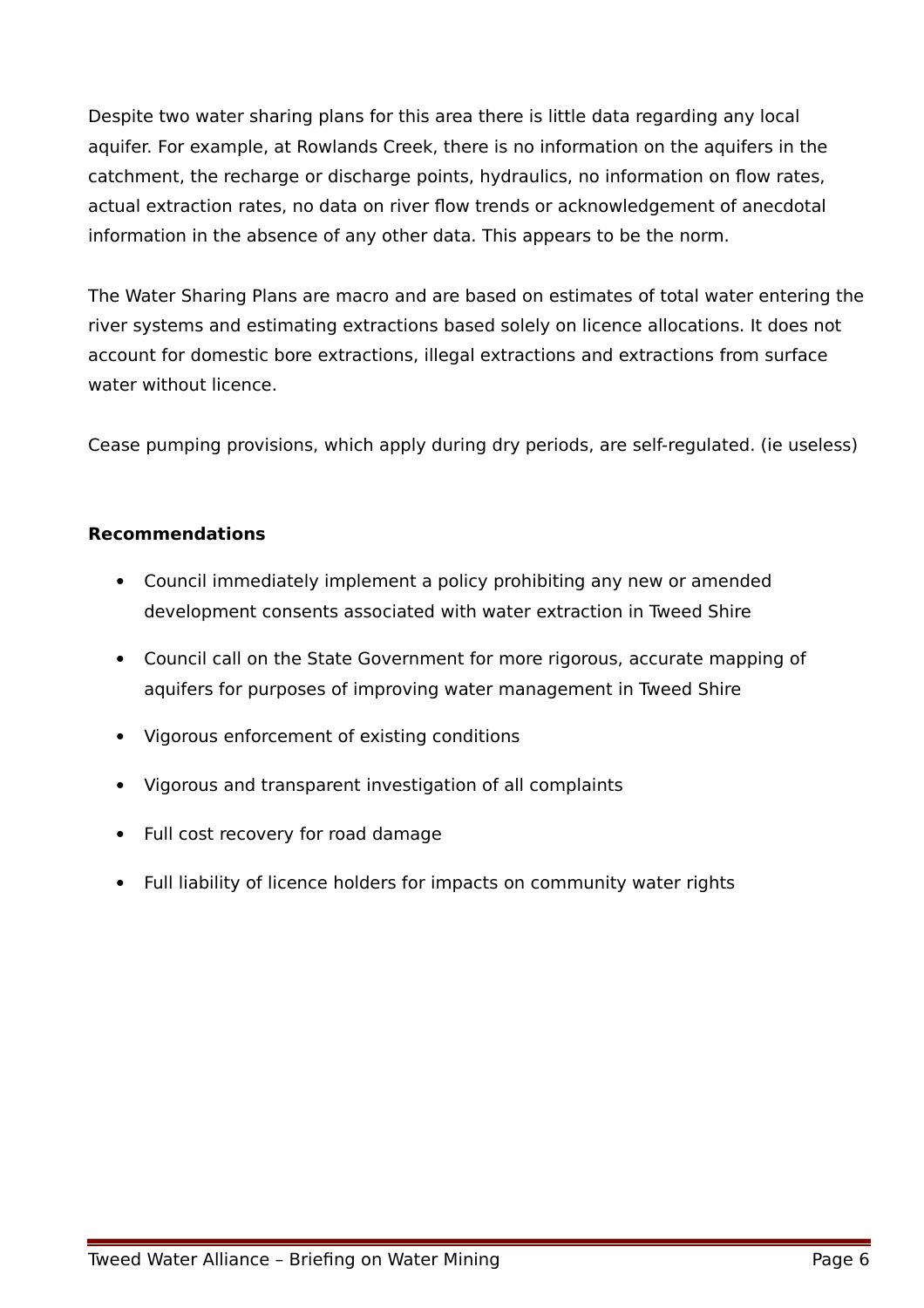Despite two water sharing plans for this area there is little data regarding any local aquifer. For example, at Rowlands Creek, there is no information on the aquifers in the catchment, the recharge or discharge points, hydraulics, no information on flow rates, actual extraction rates, no data on river flow trends or acknowledgement of anecdotal information in the absence of any other data. This appears to be the norm.

The Water Sharing Plans are macro and are based on estimates of total water entering the river systems and estimating extractions based solely on licence allocations. It does not account for domestic bore extractions, illegal extractions and extractions from surface water without licence.

Cease pumping provisions, which apply during dry periods, are self-regulated. (ie useless)

**Recommendations**

- Council immediately implement a policy prohibiting any new or amended development consents associated with water extraction in Tweed Shire
- Council call on the State Government for more rigorous, accurate mapping of aquifers for purposes of improving water management in Tweed Shire
- Vigorous enforcement of existing conditions
- Vigorous and transparent investigation of all complaints
- Full cost recovery for road damage
- Full liability of licence holders for impacts on community water rights